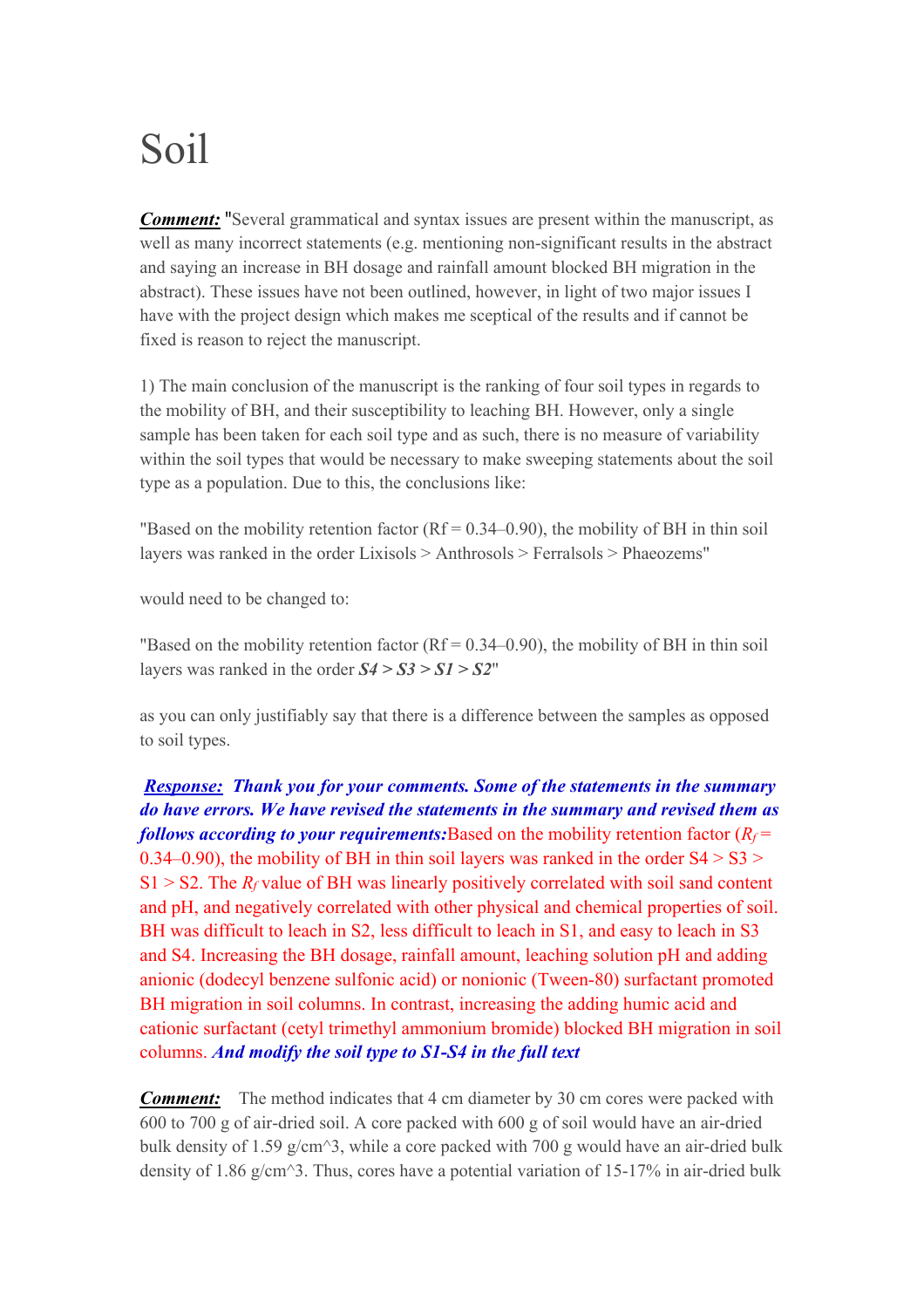# Soil

***Comment:*** "Several grammatical and syntax issues are present within the manuscript, as well as many incorrect statements (e.g. mentioning non-significant results in the abstract and saying an increase in BH dosage and rainfall amount blocked BH migration in the abstract). These issues have not been outlined, however, in light of two major issues I have with the project design which makes me sceptical of the results and if cannot be fixed is reason to reject the manuscript.

1) The main conclusion of the manuscript is the ranking of four soil types in regards to the mobility of BH, and their susceptibility to leaching BH. However, only a single sample has been taken for each soil type and as such, there is no measure of variability within the soil types that would be necessary to make sweeping statements about the soil type as a population. Due to this, the conclusions like:

"Based on the mobility retention factor (Rf = 0.34–0.90), the mobility of BH in thin soil layers was ranked in the order Lixisols > Anthrosols > Ferralsols > Phaeozems"

would need to be changed to:

"Based on the mobility retention factor (Rf = 0.34–0.90), the mobility of BH in thin soil layers was ranked in the order ***S4 > S3 > S1 > S2***"

as you can only justifiably say that there is a difference between the samples as opposed to soil types.

***Response:*** ***Thank you for your comments. Some of the statements in the summary do have errors. We have revised the statements in the summary and revised them as follows according to your requirements:*** Based on the mobility retention factor ($R_f$ = 0.34–0.90), the mobility of BH in thin soil layers was ranked in the order S4 > S3 > S1 > S2. The $R_f$ value of BH was linearly positively correlated with soil sand content and pH, and negatively correlated with other physical and chemical properties of soil. BH was difficult to leach in S2, less difficult to leach in S1, and easy to leach in S3 and S4. Increasing the BH dosage, rainfall amount, leaching solution pH and adding anionic (dodecyl benzene sulfonic acid) or nonionic (Tween-80) surfactant promoted BH migration in soil columns. In contrast, increasing the adding humic acid and cationic surfactant (cetyl trimethyl ammonium bromide) blocked BH migration in soil columns. ***And modify the soil type to S1-S4 in the full text***

***Comment:*** The method indicates that 4 cm diameter by 30 cm cores were packed with 600 to 700 g of air-dried soil. A core packed with 600 g of soil would have an air-dried bulk density of 1.59 g/cm^3, while a core packed with 700 g would have an air-dried bulk density of 1.86 g/cm^3. Thus, cores have a potential variation of 15-17% in air-dried bulk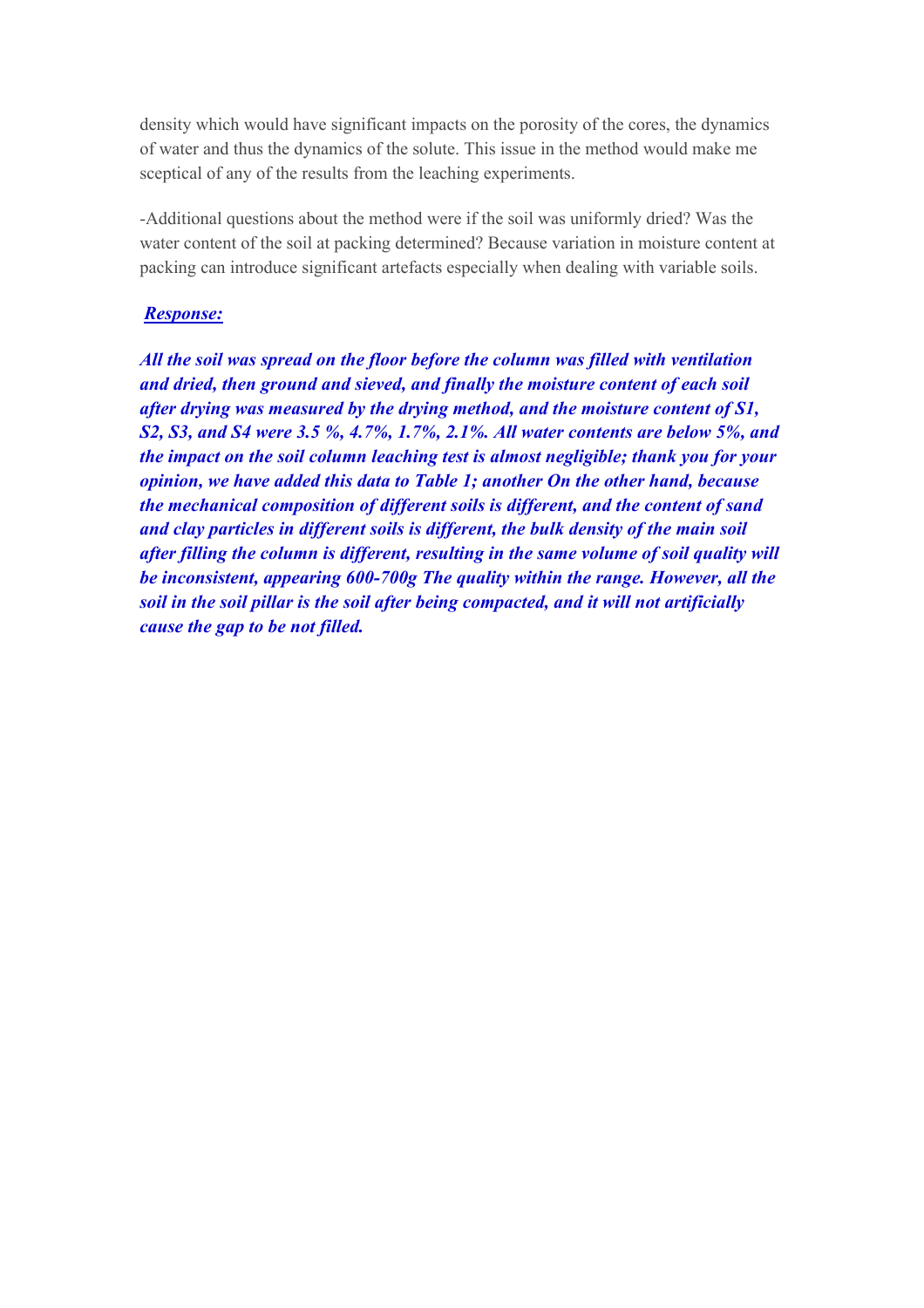density which would have significant impacts on the porosity of the cores, the dynamics of water and thus the dynamics of the solute. This issue in the method would make me sceptical of any of the results from the leaching experiments.

-Additional questions about the method were if the soil was uniformly dried? Was the water content of the soil at packing determined? Because variation in moisture content at packing can introduce significant artefacts especially when dealing with variable soils.

***Response:***

***All the soil was spread on the floor before the column was filled with ventilation and dried, then ground and sieved, and finally the moisture content of each soil after drying was measured by the drying method, and the moisture content of S1, S2, S3, and S4 were 3.5 %, 4.7%, 1.7%, 2.1%. All water contents are below 5%, and the impact on the soil column leaching test is almost negligible; thank you for your opinion, we have added this data to Table 1; another On the other hand, because the mechanical composition of different soils is different, and the content of sand and clay particles in different soils is different, the bulk density of the main soil after filling the column is different, resulting in the same volume of soil quality will be inconsistent, appearing 600-700g The quality within the range. However, all the soil in the soil pillar is the soil after being compacted, and it will not artificially cause the gap to be not filled.***